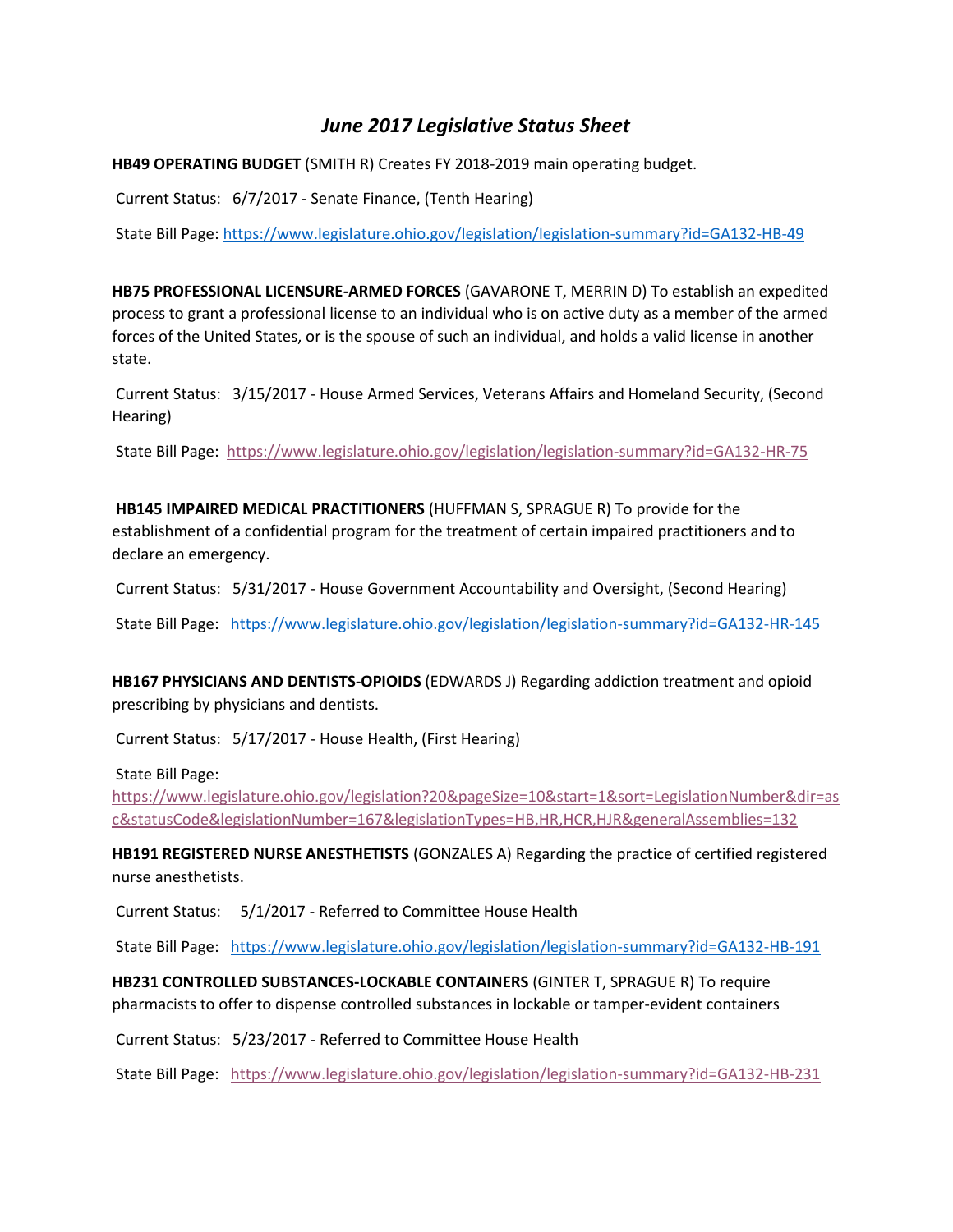# *June 2017 Legislative Status Sheet*

**HB49 OPERATING BUDGET** (SMITH R) Creates FY 2018-2019 main operating budget.

Current Status: 6/7/2017 - Senate Finance, (Tenth Hearing)

State Bill Page: https://www.legislature.ohio.gov/legislation/legislation-summary?id=GA132-HB-49

**HB75 PROFESSIONAL LICENSURE-ARMED FORCES** (GAVARONE T, MERRIN D) To establish an expedited process to grant a professional license to an individual who is on active duty as a member of the armed forces of the United States, or is the spouse of such an individual, and holds a valid license in another state.

Current Status: 3/15/2017 - House Armed Services, Veterans Affairs and Homeland Security, (Second Hearing)

State Bill Page: https://www.legislature.ohio.gov/legislation/legislation-summary?id=GA132-HR-75

**HB145 IMPAIRED MEDICAL PRACTITIONERS** (HUFFMAN S, SPRAGUE R) To provide for the establishment of a confidential program for the treatment of certain impaired practitioners and to declare an emergency.

Current Status: 5/31/2017 - House Government Accountability and Oversight, (Second Hearing)

State Bill Page: https://www.legislature.ohio.gov/legislation/legislation-summary?id=GA132-HR-145

**HB167 PHYSICIANS AND DENTISTS-OPIOIDS** (EDWARDS J) Regarding addiction treatment and opioid prescribing by physicians and dentists.

Current Status: 5/17/2017 - House Health, (First Hearing)

State Bill Page: https://www.legislature.ohio.gov/legislation?20&pageSize=10&start=1&sort=LegislationNumber&dir=asc&statusCode&legislationNumber=167&legislationTypes=HB,HR,HCR,HJR&generalAssemblies=132

**HB191 REGISTERED NURSE ANESTHETISTS** (GONZALES A) Regarding the practice of certified registered nurse anesthetists.

Current Status: 5/1/2017 - Referred to Committee House Health

State Bill Page: https://www.legislature.ohio.gov/legislation/legislation-summary?id=GA132-HB-191

**HB231 CONTROLLED SUBSTANCES-LOCKABLE CONTAINERS** (GINTER T, SPRAGUE R) To require pharmacists to offer to dispense controlled substances in lockable or tamper-evident containers

Current Status: 5/23/2017 - Referred to Committee House Health

State Bill Page: https://www.legislature.ohio.gov/legislation/legislation-summary?id=GA132-HB-231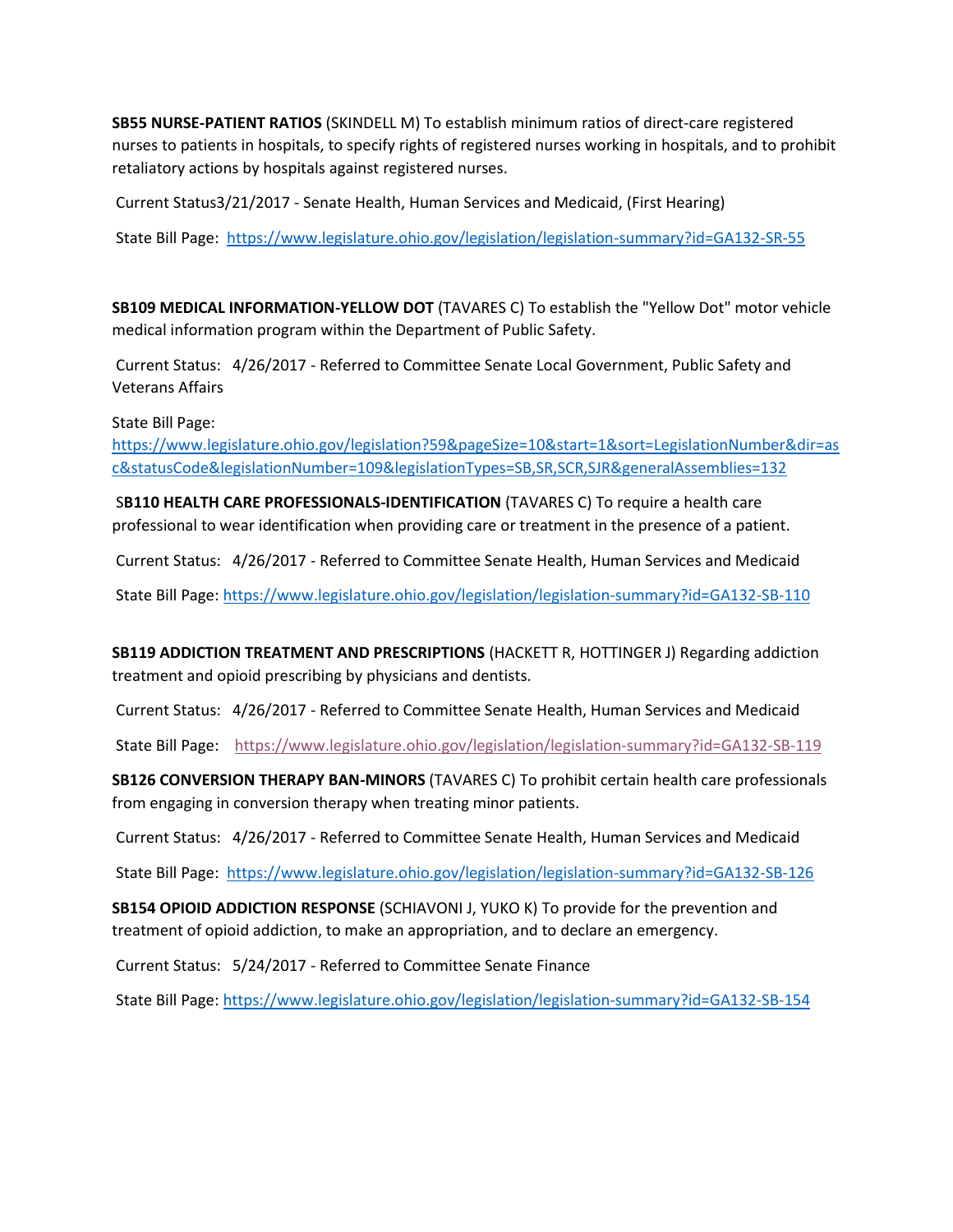**SB55 NURSE-PATIENT RATIOS** (SKINDELL M) To establish minimum ratios of direct-care registered nurses to patients in hospitals, to specify rights of registered nurses working in hospitals, and to prohibit retaliatory actions by hospitals against registered nurses.

Current Status3/21/2017 - Senate Health, Human Services and Medicaid, (First Hearing)

State Bill Page: https://www.legislature.ohio.gov/legislation/legislation-summary?id=GA132-SR-55

**SB109 MEDICAL INFORMATION-YELLOW DOT** (TAVARES C) To establish the "Yellow Dot" motor vehicle medical information program within the Department of Public Safety.

Current Status: 4/26/2017 - Referred to Committee Senate Local Government, Public Safety and Veterans Affairs

State Bill Page: https://www.legislature.ohio.gov/legislation?59&pageSize=10&start=1&sort=LegislationNumber&dir=asc&statusCode&legislationNumber=109&legislationTypes=SB,SR,SCR,SJR&generalAssemblies=132

S**B110 HEALTH CARE PROFESSIONALS-IDENTIFICATION** (TAVARES C) To require a health care professional to wear identification when providing care or treatment in the presence of a patient.

Current Status: 4/26/2017 - Referred to Committee Senate Health, Human Services and Medicaid

State Bill Page: https://www.legislature.ohio.gov/legislation/legislation-summary?id=GA132-SB-110

**SB119 ADDICTION TREATMENT AND PRESCRIPTIONS** (HACKETT R, HOTTINGER J) Regarding addiction treatment and opioid prescribing by physicians and dentists.

Current Status: 4/26/2017 - Referred to Committee Senate Health, Human Services and Medicaid

State Bill Page: https://www.legislature.ohio.gov/legislation/legislation-summary?id=GA132-SB-119

**SB126 CONVERSION THERAPY BAN-MINORS** (TAVARES C) To prohibit certain health care professionals from engaging in conversion therapy when treating minor patients.

Current Status: 4/26/2017 - Referred to Committee Senate Health, Human Services and Medicaid

State Bill Page: https://www.legislature.ohio.gov/legislation/legislation-summary?id=GA132-SB-126

**SB154 OPIOID ADDICTION RESPONSE** (SCHIAVONI J, YUKO K) To provide for the prevention and treatment of opioid addiction, to make an appropriation, and to declare an emergency.

Current Status: 5/24/2017 - Referred to Committee Senate Finance

State Bill Page: https://www.legislature.ohio.gov/legislation/legislation-summary?id=GA132-SB-154